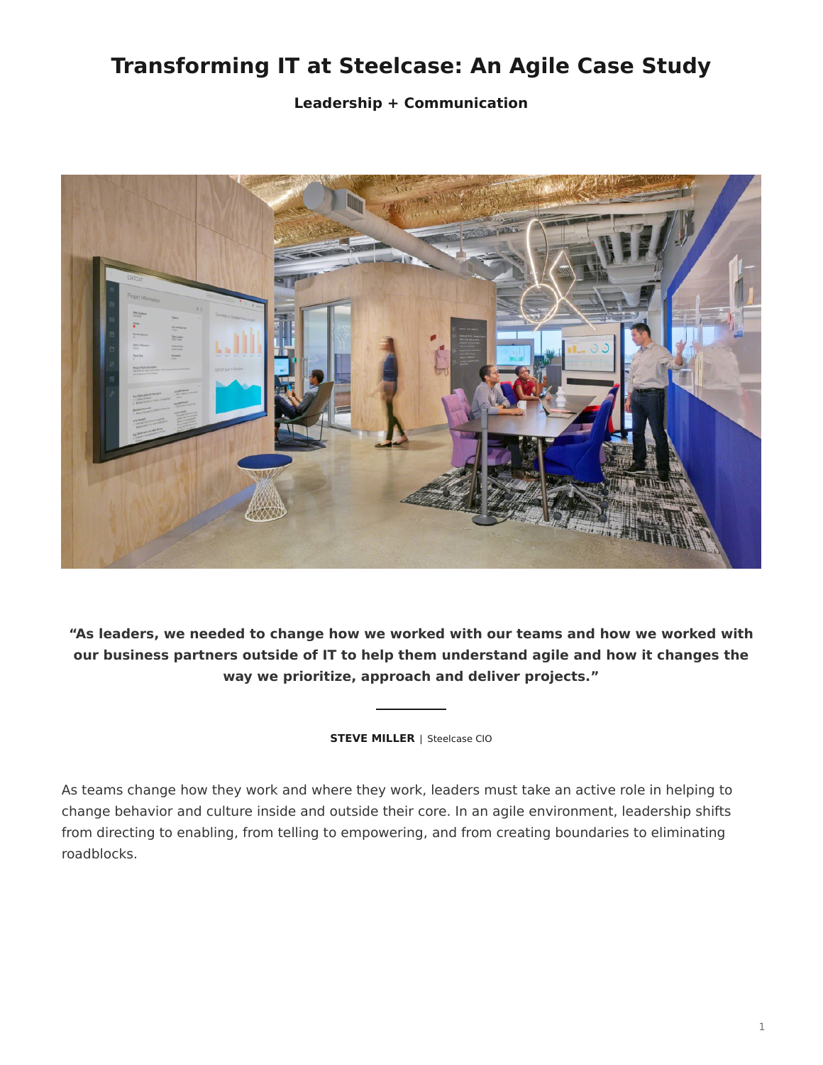# Transforming IT at Steelcase: An Agile Case Study

**Leadership + Communication**

**“As leaders, we needed to change how we worked with our teams and how we worked with our business partners outside of IT to help them understand agile and how it changes the way we prioritize, approach and deliver projects.”**

**STEVE MILLER** | Steelcase CIO

As teams change how they work and where they work, leaders must take an active role in helping to change behavior and culture inside and outside their core. In an agile environment, leadership shifts from directing to enabling, from telling to empowering, and from creating boundaries to eliminating roadblocks.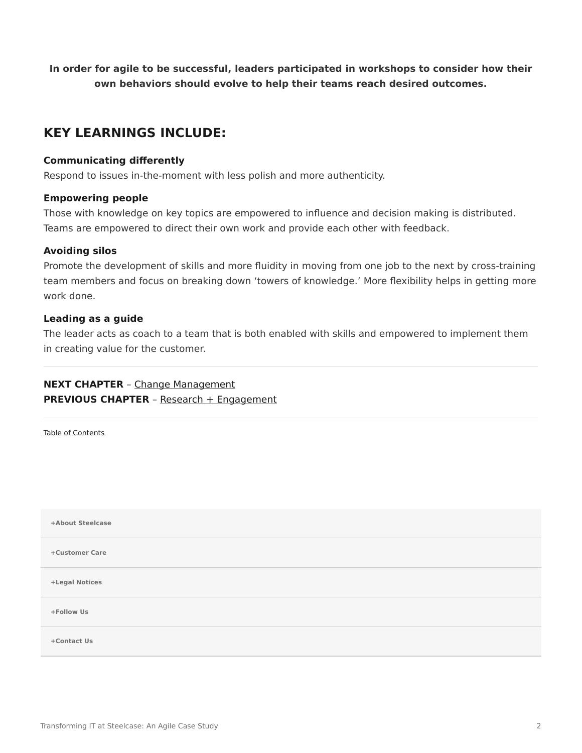**In order for agile to be successful, leaders participated in workshops to consider how their own behaviors should evolve to help their teams reach desired outcomes.**

## KEY LEARNINGS INCLUDE:

**Communicating differently**
Respond to issues in-the-moment with less polish and more authenticity.

**Empowering people**
Those with knowledge on key topics are empowered to influence and decision making is distributed. Teams are empowered to direct their own work and provide each other with feedback.

**Avoiding silos**
Promote the development of skills and more fluidity in moving from one job to the next by cross-training team members and focus on breaking down 'towers of knowledge.' More flexibility helps in getting more work done.

**Leading as a guide**
The leader acts as coach to a team that is both enabled with skills and empowered to implement them in creating value for the customer.

---

**NEXT CHAPTER** – Change Management
**PREVIOUS CHAPTER** – Research + Engagement

---

Table of Contents

+About Steelcase

+Customer Care

+Legal Notices

+Follow Us

+Contact Us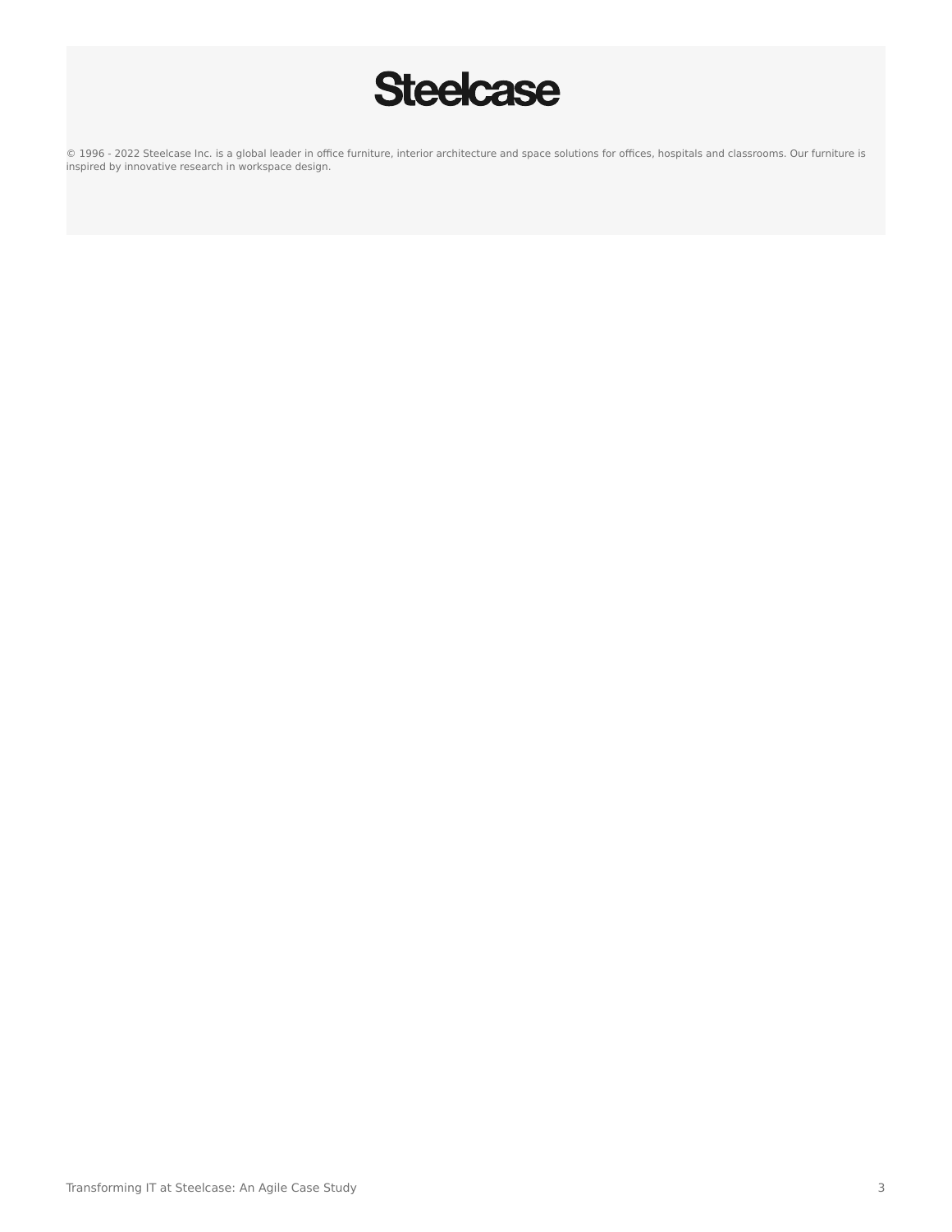# Steelcase

© 1996 - 2022 Steelcase Inc. is a global leader in office furniture, interior architecture and space solutions for offices, hospitals and classrooms. Our furniture is inspired by innovative research in workspace design.